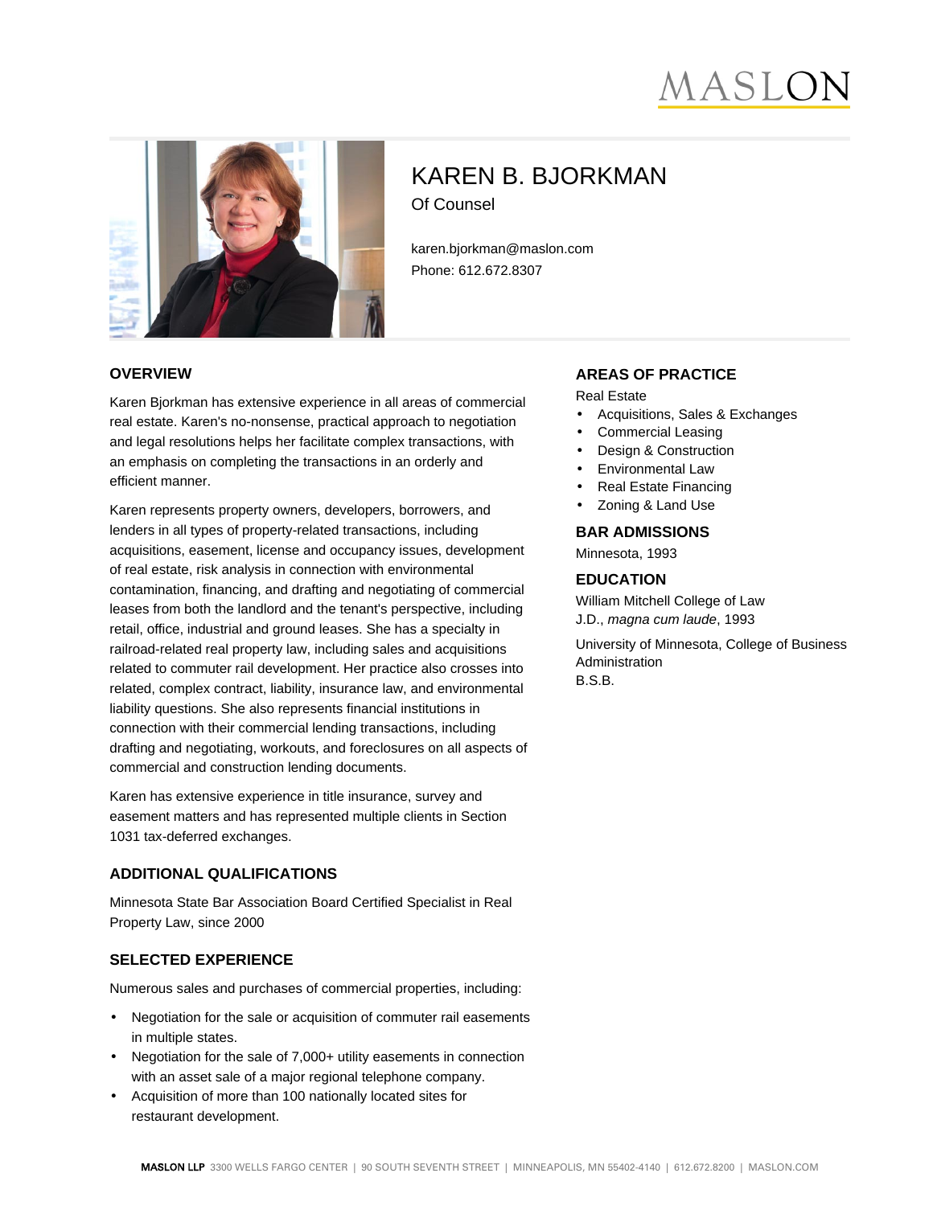MASLON

# KAREN B. BJORKMAN

Of Counsel

karen.bjorkman@maslon.com
Phone: 612.672.8307

## OVERVIEW

Karen Bjorkman has extensive experience in all areas of commercial real estate. Karen's no-nonsense, practical approach to negotiation and legal resolutions helps her facilitate complex transactions, with an emphasis on completing the transactions in an orderly and efficient manner.

Karen represents property owners, developers, borrowers, and lenders in all types of property-related transactions, including acquisitions, easement, license and occupancy issues, development of real estate, risk analysis in connection with environmental contamination, financing, and drafting and negotiating of commercial leases from both the landlord and the tenant's perspective, including retail, office, industrial and ground leases. She has a specialty in railroad-related real property law, including sales and acquisitions related to commuter rail development. Her practice also crosses into related, complex contract, liability, insurance law, and environmental liability questions. She also represents financial institutions in connection with their commercial lending transactions, including drafting and negotiating, workouts, and foreclosures on all aspects of commercial and construction lending documents.

Karen has extensive experience in title insurance, survey and easement matters and has represented multiple clients in Section 1031 tax-deferred exchanges.

## ADDITIONAL QUALIFICATIONS

Minnesota State Bar Association Board Certified Specialist in Real Property Law, since 2000

## SELECTED EXPERIENCE

Numerous sales and purchases of commercial properties, including:

- Negotiation for the sale or acquisition of commuter rail easements in multiple states.
- Negotiation for the sale of 7,000+ utility easements in connection with an asset sale of a major regional telephone company.
- Acquisition of more than 100 nationally located sites for restaurant development.

## AREAS OF PRACTICE

Real Estate

- Acquisitions, Sales & Exchanges
- Commercial Leasing
- Design & Construction
- Environmental Law
- Real Estate Financing
- Zoning & Land Use

## BAR ADMISSIONS

Minnesota, 1993

## EDUCATION

William Mitchell College of Law
J.D., *magna cum laude*, 1993

University of Minnesota, College of Business Administration
B.S.B.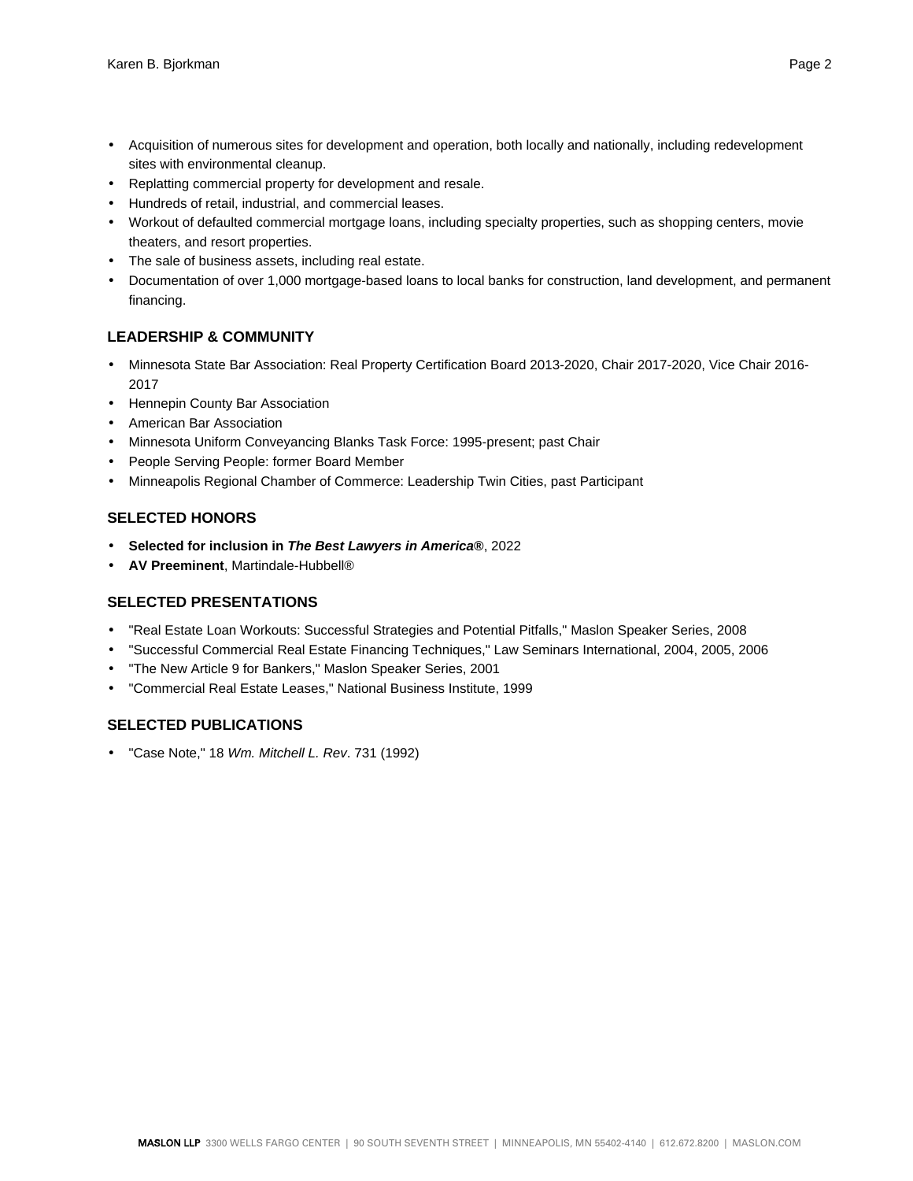- Acquisition of numerous sites for development and operation, both locally and nationally, including redevelopment sites with environmental cleanup.
- Replatting commercial property for development and resale.
- Hundreds of retail, industrial, and commercial leases.
- Workout of defaulted commercial mortgage loans, including specialty properties, such as shopping centers, movie theaters, and resort properties.
- The sale of business assets, including real estate.
- Documentation of over 1,000 mortgage-based loans to local banks for construction, land development, and permanent financing.

## LEADERSHIP & COMMUNITY

- Minnesota State Bar Association: Real Property Certification Board 2013-2020, Chair 2017-2020, Vice Chair 2016-2017
- Hennepin County Bar Association
- American Bar Association
- Minnesota Uniform Conveyancing Blanks Task Force: 1995-present; past Chair
- People Serving People: former Board Member
- Minneapolis Regional Chamber of Commerce: Leadership Twin Cities, past Participant

## SELECTED HONORS

- **Selected for inclusion in *The Best Lawyers in America®***, 2022
- **AV Preeminent**, Martindale-Hubbell®

## SELECTED PRESENTATIONS

- "Real Estate Loan Workouts: Successful Strategies and Potential Pitfalls," Maslon Speaker Series, 2008
- "Successful Commercial Real Estate Financing Techniques," Law Seminars International, 2004, 2005, 2006
- "The New Article 9 for Bankers," Maslon Speaker Series, 2001
- "Commercial Real Estate Leases," National Business Institute, 1999

## SELECTED PUBLICATIONS

- "Case Note," 18 *Wm. Mitchell L. Rev*. 731 (1992)